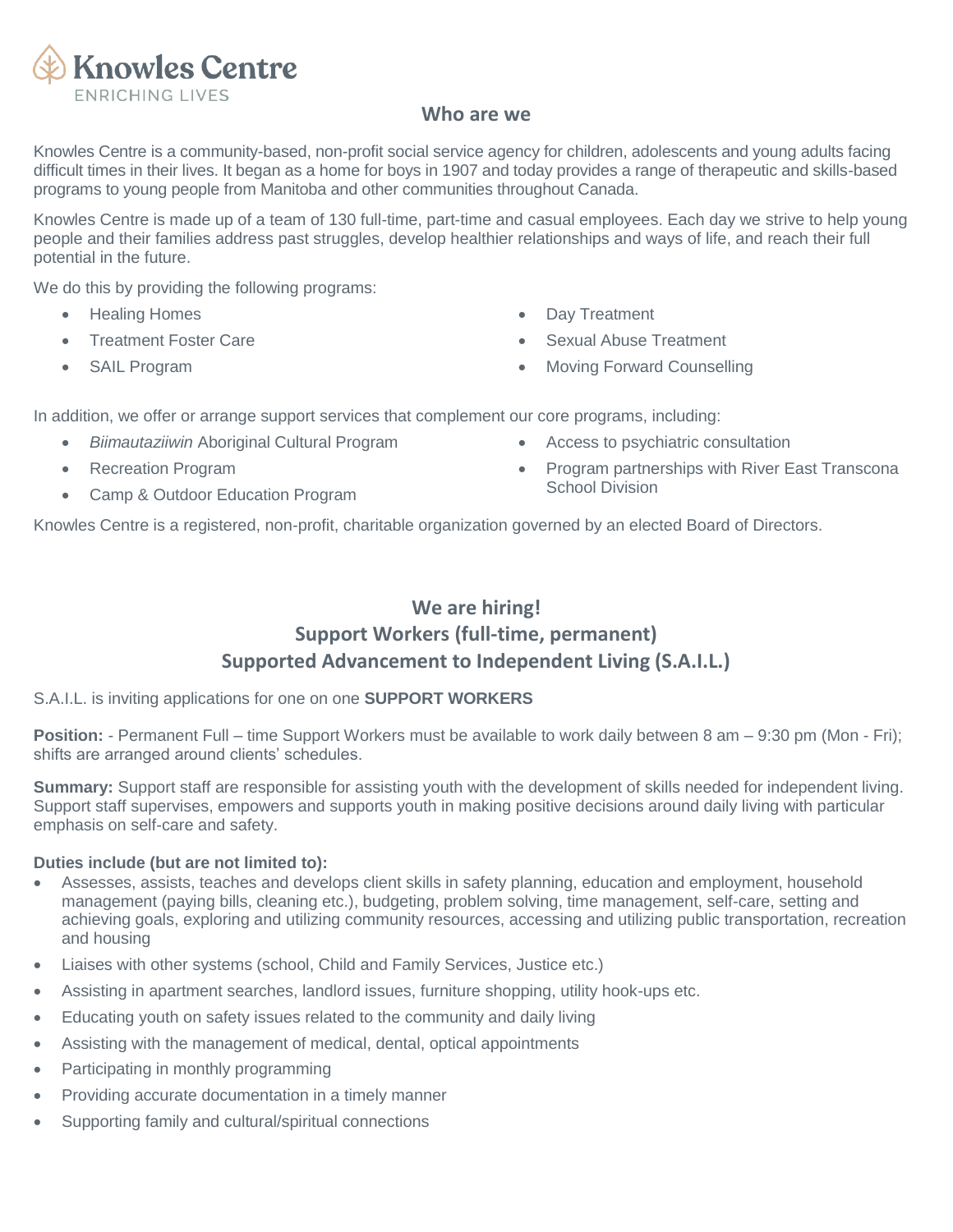**Knowles Centre**
ENRICHING LIVES

## Who are we

Knowles Centre is a community-based, non-profit social service agency for children, adolescents and young adults facing difficult times in their lives. It began as a home for boys in 1907 and today provides a range of therapeutic and skills-based programs to young people from Manitoba and other communities throughout Canada.

Knowles Centre is made up of a team of 130 full-time, part-time and casual employees. Each day we strive to help young people and their families address past struggles, develop healthier relationships and ways of life, and reach their full potential in the future.

We do this by providing the following programs:

- Healing Homes
- Treatment Foster Care
- SAIL Program
- Day Treatment
- Sexual Abuse Treatment
- Moving Forward Counselling

In addition, we offer or arrange support services that complement our core programs, including:

- *Biimautaziiwin* Aboriginal Cultural Program
- Recreation Program
- Camp & Outdoor Education Program
- Access to psychiatric consultation
- Program partnerships with River East Transcona School Division

Knowles Centre is a registered, non-profit, charitable organization governed by an elected Board of Directors.

## We are hiring!
## Support Workers (full-time, permanent)
## Supported Advancement to Independent Living (S.A.I.L.)

S.A.I.L. is inviting applications for one on one **SUPPORT WORKERS**

**Position:** - Permanent Full – time Support Workers must be available to work daily between 8 am – 9:30 pm (Mon - Fri); shifts are arranged around clients' schedules.

**Summary:** Support staff are responsible for assisting youth with the development of skills needed for independent living. Support staff supervises, empowers and supports youth in making positive decisions around daily living with particular emphasis on self-care and safety.

**Duties include (but are not limited to):**

- Assesses, assists, teaches and develops client skills in safety planning, education and employment, household management (paying bills, cleaning etc.), budgeting, problem solving, time management, self-care, setting and achieving goals, exploring and utilizing community resources, accessing and utilizing public transportation, recreation and housing
- Liaises with other systems (school, Child and Family Services, Justice etc.)
- Assisting in apartment searches, landlord issues, furniture shopping, utility hook-ups etc.
- Educating youth on safety issues related to the community and daily living
- Assisting with the management of medical, dental, optical appointments
- Participating in monthly programming
- Providing accurate documentation in a timely manner
- Supporting family and cultural/spiritual connections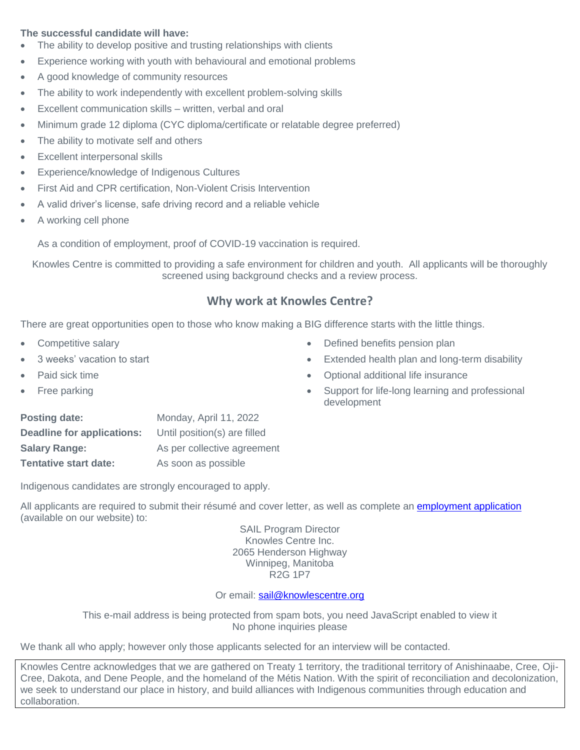**The successful candidate will have:**

- The ability to develop positive and trusting relationships with clients
- Experience working with youth with behavioural and emotional problems
- A good knowledge of community resources
- The ability to work independently with excellent problem-solving skills
- Excellent communication skills – written, verbal and oral
- Minimum grade 12 diploma (CYC diploma/certificate or relatable degree preferred)
- The ability to motivate self and others
- Excellent interpersonal skills
- Experience/knowledge of Indigenous Cultures
- First Aid and CPR certification, Non-Violent Crisis Intervention
- A valid driver's license, safe driving record and a reliable vehicle
- A working cell phone

As a condition of employment, proof of COVID-19 vaccination is required.

Knowles Centre is committed to providing a safe environment for children and youth. All applicants will be thoroughly screened using background checks and a review process.

## Why work at Knowles Centre?

There are great opportunities open to those who know making a BIG difference starts with the little things.

- Competitive salary
- 3 weeks' vacation to start
- Paid sick time
- Free parking
- Defined benefits pension plan
- Extended health plan and long-term disability
- Optional additional life insurance
- Support for life-long learning and professional development

| | |
|---|---|
| **Posting date:** | Monday, April 11, 2022 |
| **Deadline for applications:** | Until position(s) are filled |
| **Salary Range:** | As per collective agreement |
| **Tentative start date:** | As soon as possible |

Indigenous candidates are strongly encouraged to apply.

All applicants are required to submit their résumé and cover letter, as well as complete an [employment application](employment application) (available on our website) to:

SAIL Program Director
Knowles Centre Inc.
2065 Henderson Highway
Winnipeg, Manitoba
R2G 1P7

Or email: sail@knowlescentre.org

This e-mail address is being protected from spam bots, you need JavaScript enabled to view it
No phone inquiries please

We thank all who apply; however only those applicants selected for an interview will be contacted.

Knowles Centre acknowledges that we are gathered on Treaty 1 territory, the traditional territory of Anishinaabe, Cree, Oji-Cree, Dakota, and Dene People, and the homeland of the Métis Nation. With the spirit of reconciliation and decolonization, we seek to understand our place in history, and build alliances with Indigenous communities through education and collaboration.